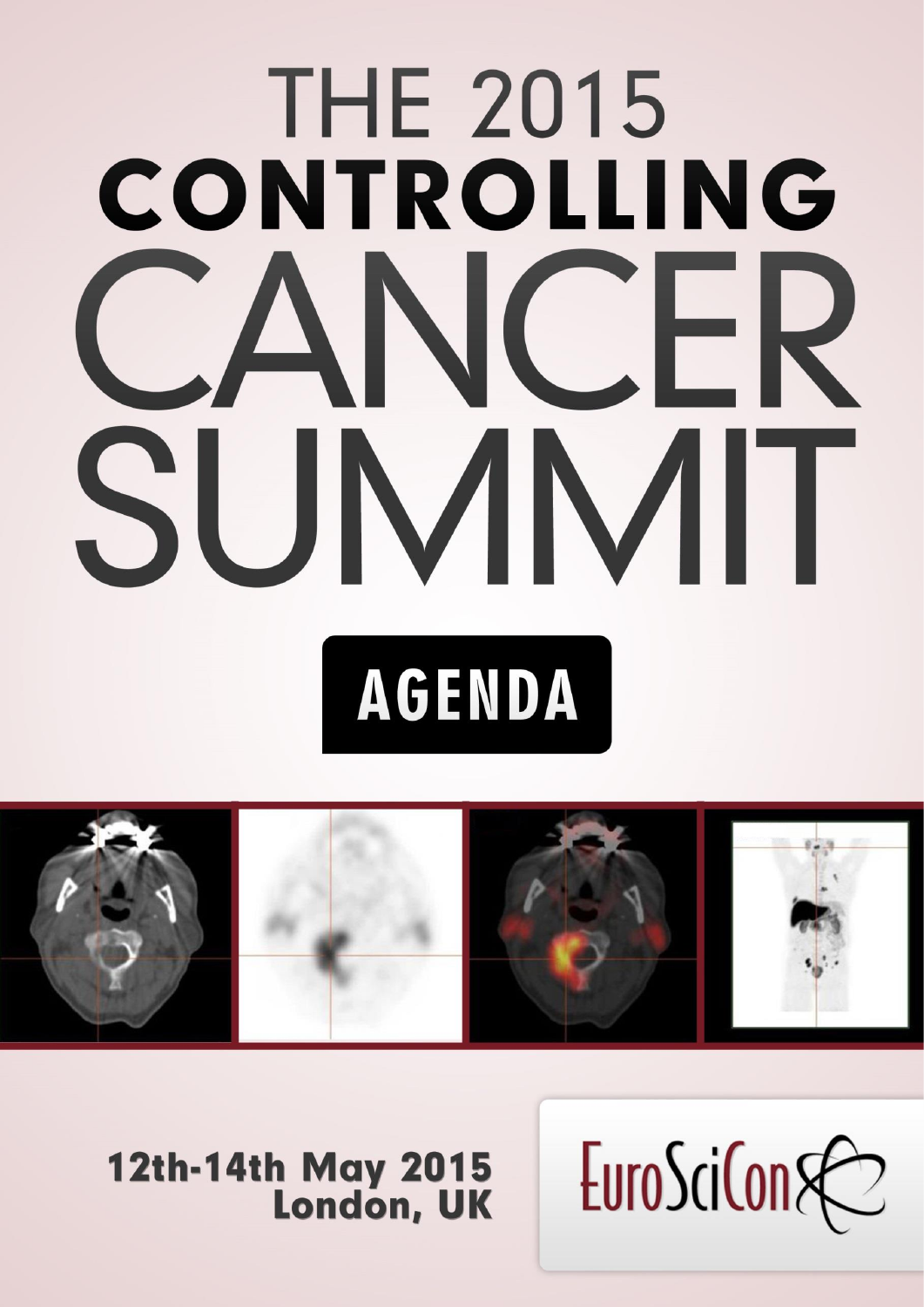# THE 2015 CONTROLLING CANCER SUMMIT

## AGENDA

**12th-14th May 2015**
**London, UK**

EuroSciCon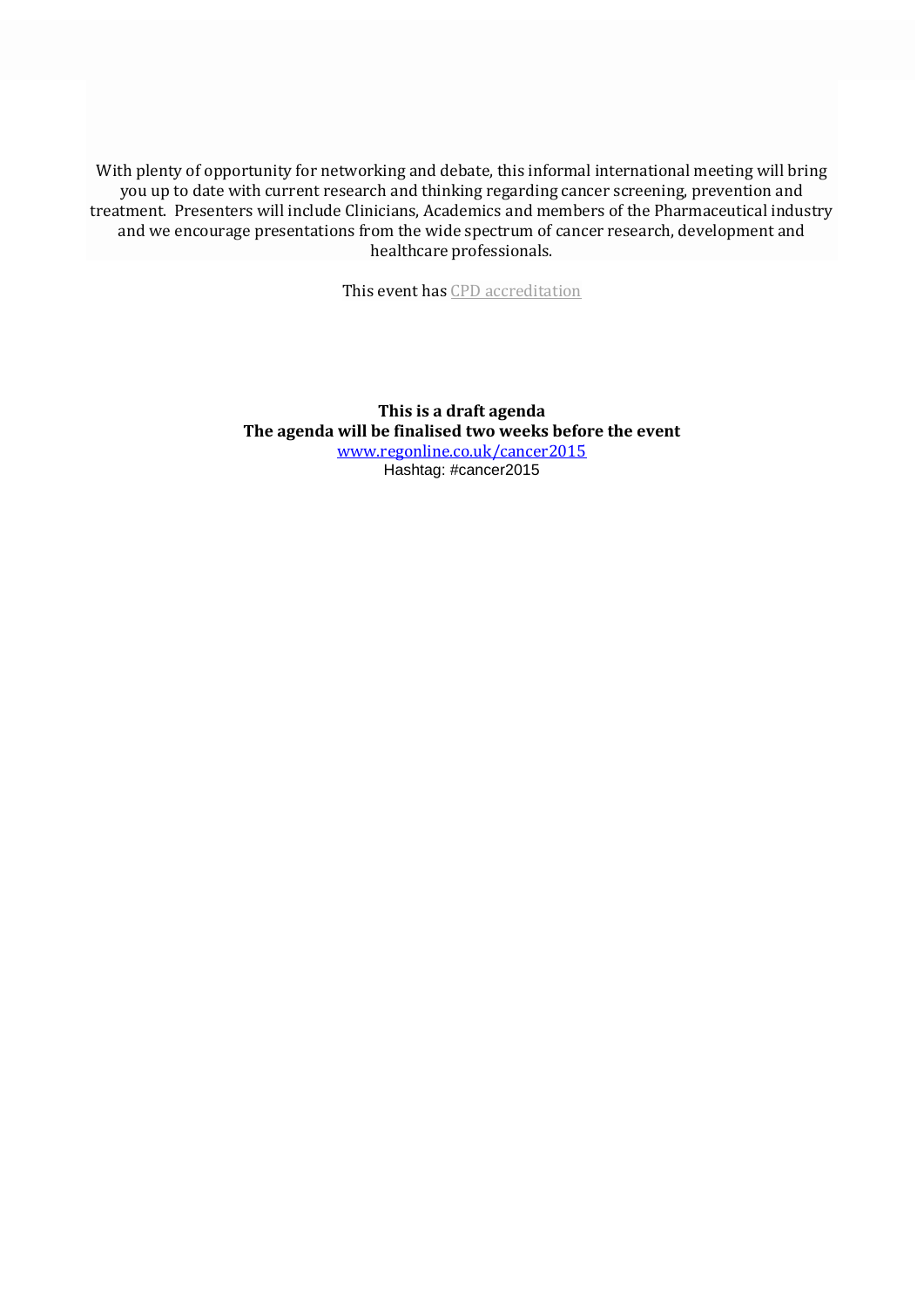With plenty of opportunity for networking and debate, this informal international meeting will bring you up to date with current research and thinking regarding cancer screening, prevention and treatment. Presenters will include Clinicians, Academics and members of the Pharmaceutical industry and we encourage presentations from the wide spectrum of cancer research, development and healthcare professionals.

This event has CPD accreditation

**This is a draft agenda**
**The agenda will be finalised two weeks before the event**
www.regonline.co.uk/cancer2015
Hashtag: #cancer2015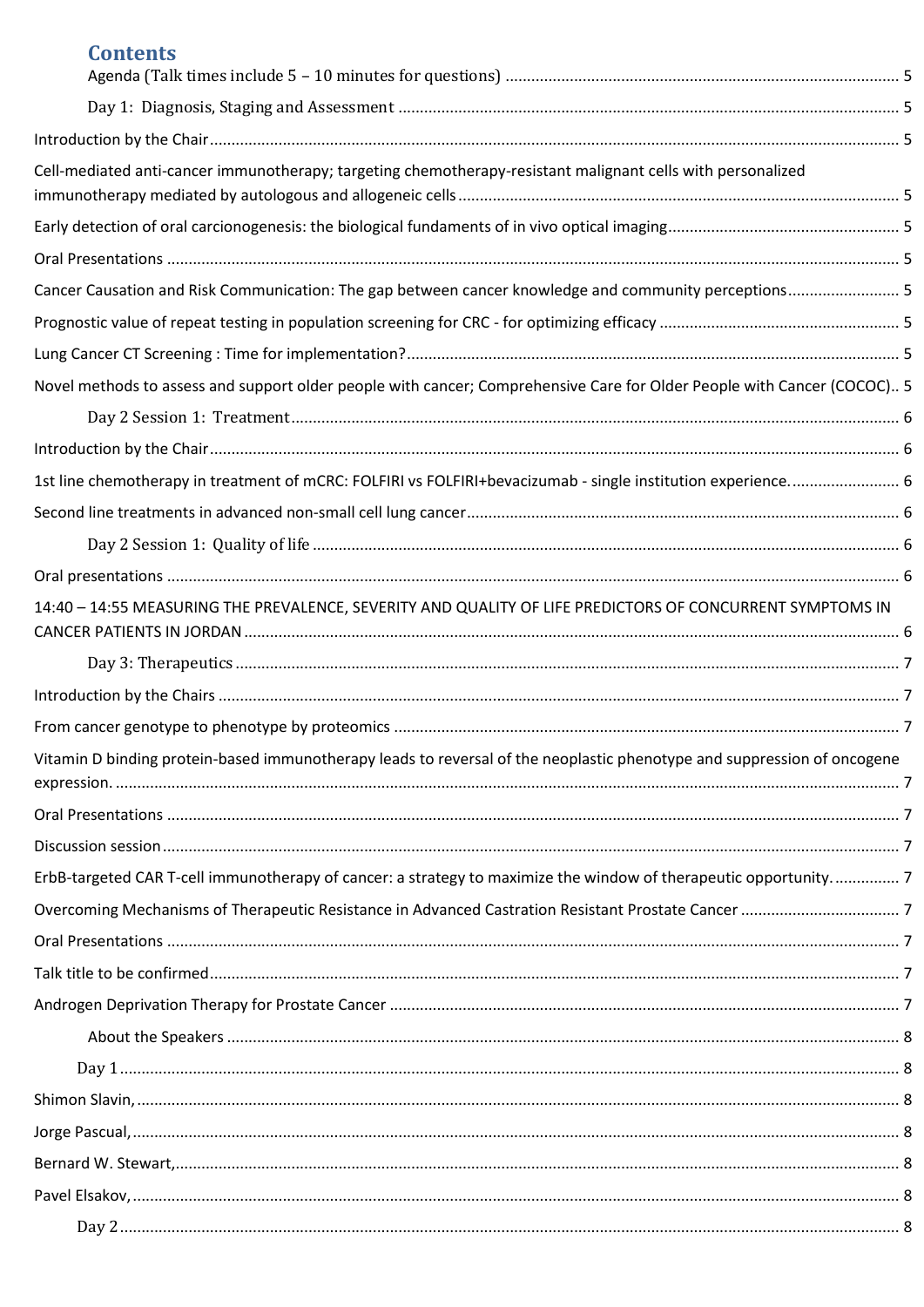# Contents

Agenda (Talk times include 5 – 10 minutes for questions) ..... 5

Day 1: Diagnosis, Staging and Assessment ..... 5

Introduction by the Chair ..... 5

Cell-mediated anti-cancer immunotherapy; targeting chemotherapy-resistant malignant cells with personalized immunotherapy mediated by autologous and allogeneic cells ..... 5

Early detection of oral carcionogenesis: the biological fundaments of in vivo optical imaging ..... 5

Oral Presentations ..... 5

Cancer Causation and Risk Communication: The gap between cancer knowledge and community perceptions ..... 5

Prognostic value of repeat testing in population screening for CRC - for optimizing efficacy ..... 5

Lung Cancer CT Screening : Time for implementation? ..... 5

Novel methods to assess and support older people with cancer; Comprehensive Care for Older People with Cancer (COCOC).. 5

Day 2 Session 1: Treatment ..... 6

Introduction by the Chair ..... 6

1st line chemotherapy in treatment of mCRC: FOLFIRI vs FOLFIRI+bevacizumab - single institution experience. ..... 6

Second line treatments in advanced non-small cell lung cancer ..... 6

Day 2 Session 1: Quality of life ..... 6

Oral presentations ..... 6

14:40 – 14:55 MEASURING THE PREVALENCE, SEVERITY AND QUALITY OF LIFE PREDICTORS OF CONCURRENT SYMPTOMS IN CANCER PATIENTS IN JORDAN ..... 6

Day 3: Therapeutics ..... 7

Introduction by the Chairs ..... 7

From cancer genotype to phenotype by proteomics ..... 7

Vitamin D binding protein-based immunotherapy leads to reversal of the neoplastic phenotype and suppression of oncogene expression. ..... 7

Oral Presentations ..... 7

Discussion session ..... 7

ErbB-targeted CAR T-cell immunotherapy of cancer: a strategy to maximize the window of therapeutic opportunity. ..... 7

Overcoming Mechanisms of Therapeutic Resistance in Advanced Castration Resistant Prostate Cancer ..... 7

Oral Presentations ..... 7

Talk title to be confirmed ..... 7

Androgen Deprivation Therapy for Prostate Cancer ..... 7

About the Speakers ..... 8

Day 1 ..... 8

Shimon Slavin, ..... 8

Jorge Pascual, ..... 8

Bernard W. Stewart, ..... 8

Pavel Elsakov, ..... 8

Day 2 ..... 8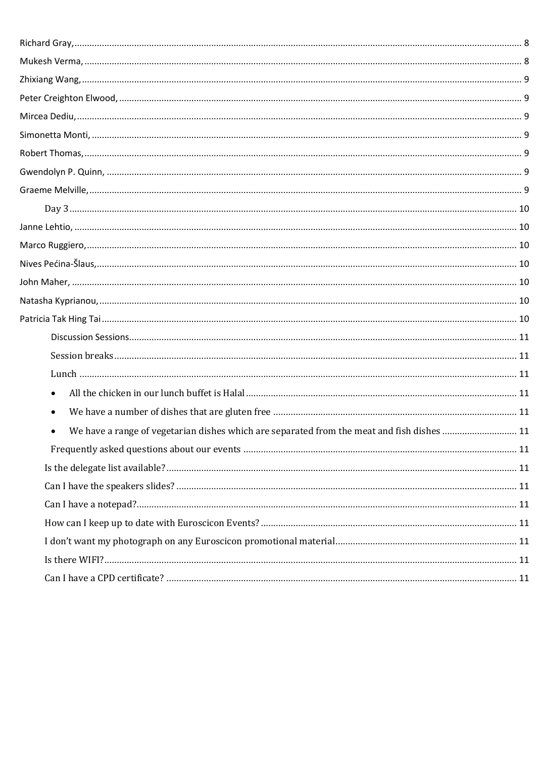Richard Gray, .................................................................................................................................................... 8

Mukesh Verma, ................................................................................................................................................ 8

Zhixiang Wang, ................................................................................................................................................. 9

Peter Creighton Elwood, ................................................................................................................................... 9

Mircea Dediu, ................................................................................................................................................... 9

Simonetta Monti, .............................................................................................................................................. 9

Robert Thomas, ................................................................................................................................................ 9

Gwendolyn P. Quinn, ........................................................................................................................................ 9

Graeme Melville, .............................................................................................................................................. 9

Day 3 .............................................................................................................................................................. 10

Janne Lehtio, ................................................................................................................................................. 10

Marco Ruggiero, ............................................................................................................................................. 10

Nives Pećina-Šlaus, ......................................................................................................................................... 10

John Maher, ................................................................................................................................................... 10

Natasha Kyprianou, ........................................................................................................................................ 10

Patricia Tak Hing Tai ....................................................................................................................................... 10

Discussion Sessions ........................................................................................................................................ 11

Session breaks ............................................................................................................................................... 11

Lunch ............................................................................................................................................................. 11

- All the chicken in our lunch buffet is Halal ................................................................................................. 11
- We have a number of dishes that are gluten free ....................................................................................... 11
- We have a range of vegetarian dishes which are separated from the meat and fish dishes ........................... 11

Frequently asked questions about our events ................................................................................................. 11

Is the delegate list available? .......................................................................................................................... 11

Can I have the speakers slides? ...................................................................................................................... 11

Can I have a notepad? .................................................................................................................................... 11

How can I keep up to date with Euroscicon Events? ....................................................................................... 11

I don't want my photograph on any Euroscicon promotional material ............................................................ 11

Is there WIFI? ................................................................................................................................................. 11

Can I have a CPD certificate? .......................................................................................................................... 11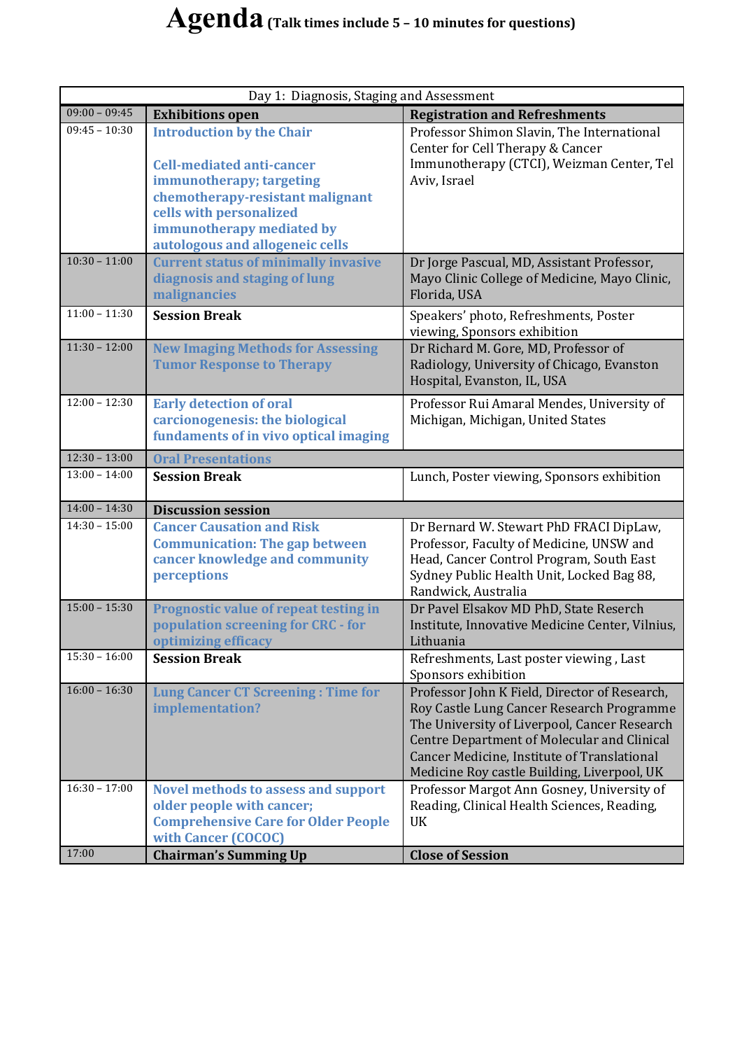# Agenda (Talk times include 5 – 10 minutes for questions)

| Day 1: Diagnosis, Staging and Assessment | | |
|---|---|---|
| 09:00 – 09:45 | **Exhibitions open** | **Registration and Refreshments** |
| 09:45 – 10:30 | **Introduction by the Chair**<br><br>**Cell-mediated anti-cancer immunotherapy; targeting chemotherapy-resistant malignant cells with personalized immunotherapy mediated by autologous and allogeneic cells** | Professor Shimon Slavin, The International Center for Cell Therapy & Cancer Immunotherapy (CTCI), Weizman Center, Tel Aviv, Israel |
| 10:30 – 11:00 | **Current status of minimally invasive diagnosis and staging of lung malignancies** | Dr Jorge Pascual, MD, Assistant Professor, Mayo Clinic College of Medicine, Mayo Clinic, Florida, USA |
| 11:00 – 11:30 | **Session Break** | Speakers' photo, Refreshments, Poster viewing, Sponsors exhibition |
| 11:30 – 12:00 | **New Imaging Methods for Assessing Tumor Response to Therapy** | Dr Richard M. Gore, MD, Professor of Radiology, University of Chicago, Evanston Hospital, Evanston, IL, USA |
| 12:00 – 12:30 | **Early detection of oral carcionogenesis: the biological fundaments of in vivo optical imaging** | Professor Rui Amaral Mendes, University of Michigan, Michigan, United States |
| 12:30 – 13:00 | **Oral Presentations** | |
| 13:00 – 14:00 | **Session Break** | Lunch, Poster viewing, Sponsors exhibition |
| 14:00 – 14:30 | **Discussion session** | |
| 14:30 – 15:00 | **Cancer Causation and Risk Communication: The gap between cancer knowledge and community perceptions** | Dr Bernard W. Stewart PhD FRACI DipLaw, Professor, Faculty of Medicine, UNSW and Head, Cancer Control Program, South East Sydney Public Health Unit, Locked Bag 88, Randwick, Australia |
| 15:00 – 15:30 | **Prognostic value of repeat testing in population screening for CRC - for optimizing efficacy** | Dr Pavel Elsakov MD PhD, State Reserch Institute, Innovative Medicine Center, Vilnius, Lithuania |
| 15:30 – 16:00 | **Session Break** | Refreshments, Last poster viewing , Last Sponsors exhibition |
| 16:00 – 16:30 | **Lung Cancer CT Screening : Time for implementation?** | Professor John K Field, Director of Research, Roy Castle Lung Cancer Research Programme The University of Liverpool, Cancer Research Centre Department of Molecular and Clinical Cancer Medicine, Institute of Translational Medicine Roy castle Building, Liverpool, UK |
| 16:30 – 17:00 | **Novel methods to assess and support older people with cancer; Comprehensive Care for Older People with Cancer (COCOC)** | Professor Margot Ann Gosney, University of Reading, Clinical Health Sciences, Reading, UK |
| 17:00 | **Chairman's Summing Up** | **Close of Session** |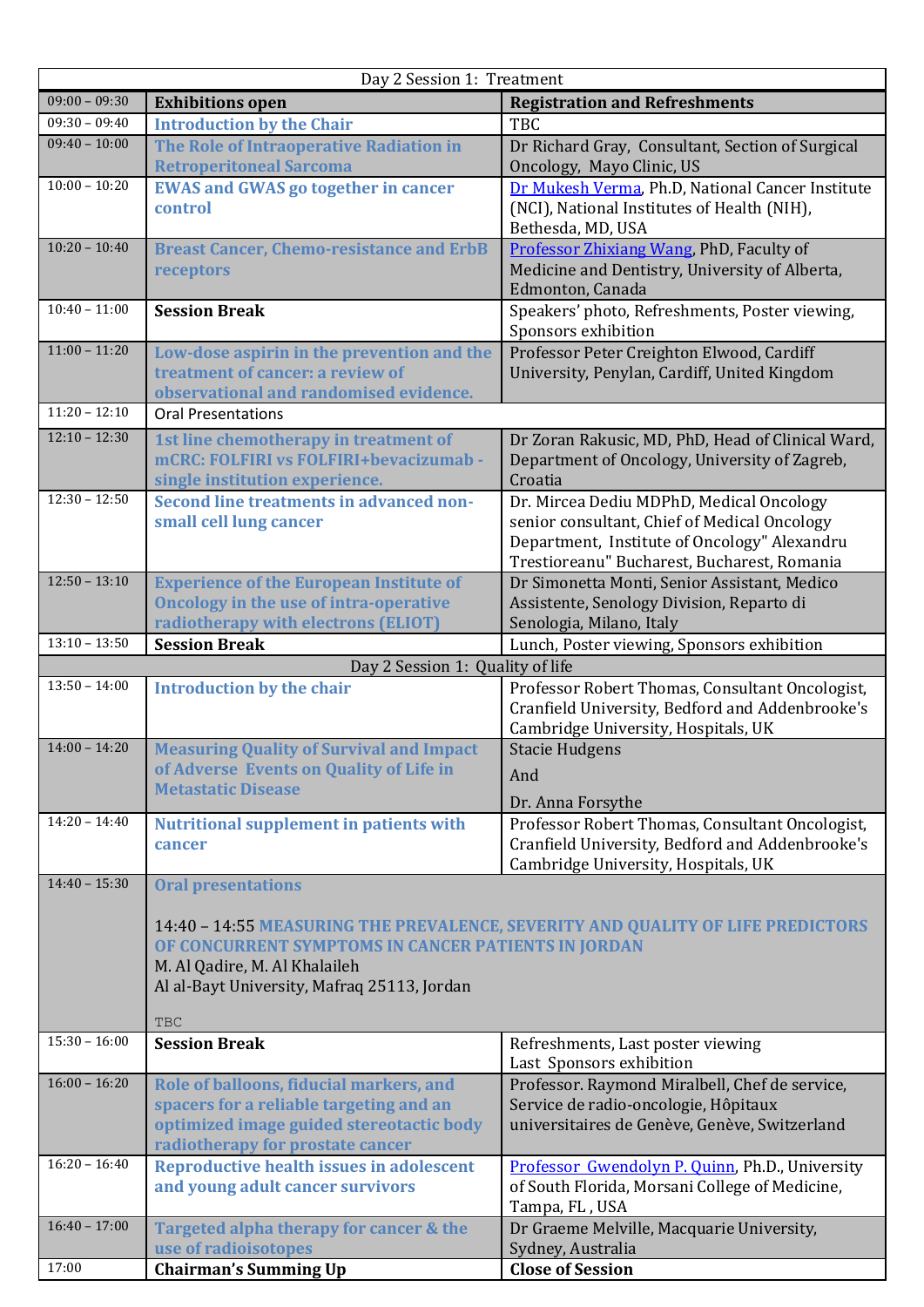| Day 2 Session 1: Treatment | | |
|---|---|---|
| 09:00 – 09:30 | **Exhibitions open** | **Registration and Refreshments** |
| 09:30 – 09:40 | **Introduction by the Chair** | TBC |
| 09:40 – 10:00 | **The Role of Intraoperative Radiation in Retroperitoneal Sarcoma** | Dr Richard Gray, Consultant, Section of Surgical Oncology, Mayo Clinic, US |
| 10:00 – 10:20 | **EWAS and GWAS go together in cancer control** | Dr Mukesh Verma, Ph.D, National Cancer Institute (NCI), National Institutes of Health (NIH), Bethesda, MD, USA |
| 10:20 – 10:40 | **Breast Cancer, Chemo-resistance and ErbB receptors** | Professor Zhixiang Wang, PhD, Faculty of Medicine and Dentistry, University of Alberta, Edmonton, Canada |
| 10:40 – 11:00 | **Session Break** | Speakers' photo, Refreshments, Poster viewing, Sponsors exhibition |
| 11:00 – 11:20 | **Low-dose aspirin in the prevention and the treatment of cancer: a review of observational and randomised evidence.** | Professor Peter Creighton Elwood, Cardiff University, Penylan, Cardiff, United Kingdom |
| 11:20 – 12:10 | Oral Presentations | |
| 12:10 – 12:30 | **1st line chemotherapy in treatment of mCRC: FOLFIRI vs FOLFIRI+bevacizumab - single institution experience.** | Dr Zoran Rakusic, MD, PhD, Head of Clinical Ward, Department of Oncology, University of Zagreb, Croatia |
| 12:30 – 12:50 | **Second line treatments in advanced non-small cell lung cancer** | Dr. Mircea Dediu MDPhD, Medical Oncology senior consultant, Chief of Medical Oncology Department, Institute of Oncology" Alexandru Trestioreanu" Bucharest, Bucharest, Romania |
| 12:50 – 13:10 | **Experience of the European Institute of Oncology in the use of intra-operative radiotherapy with electrons (ELIOT)** | Dr Simonetta Monti, Senior Assistant, Medico Assistente, Senology Division, Reparto di Senologia, Milano, Italy |
| 13:10 – 13:50 | **Session Break** | Lunch, Poster viewing, Sponsors exhibition |
| Day 2 Session 1: Quality of life | | |
| 13:50 – 14:00 | **Introduction by the chair** | Professor Robert Thomas, Consultant Oncologist, Cranfield University, Bedford and Addenbrooke's Cambridge University, Hospitals, UK |
| 14:00 – 14:20 | **Measuring Quality of Survival and Impact of Adverse Events on Quality of Life in Metastatic Disease** | Stacie Hudgens<br>And<br>Dr. Anna Forsythe |
| 14:20 – 14:40 | **Nutritional supplement in patients with cancer** | Professor Robert Thomas, Consultant Oncologist, Cranfield University, Bedford and Addenbrooke's Cambridge University, Hospitals, UK |
| 14:40 – 15:30 | **Oral presentations**<br><br>14:40 – 14:55 **MEASURING THE PREVALENCE, SEVERITY AND QUALITY OF LIFE PREDICTORS OF CONCURRENT SYMPTOMS IN CANCER PATIENTS IN JORDAN**<br>M. Al Qadire, M. Al Khalaileh<br>Al al-Bayt University, Mafraq 25113, Jordan<br><br>TBC | |
| 15:30 – 16:00 | **Session Break** | Refreshments, Last poster viewing<br>Last Sponsors exhibition |
| 16:00 – 16:20 | **Role of balloons, fiducial markers, and spacers for a reliable targeting and an optimized image guided stereotactic body radiotherapy for prostate cancer** | Professor. Raymond Miralbell, Chef de service, Service de radio-oncologie, Hôpitaux universitaires de Genève, Genève, Switzerland |
| 16:20 – 16:40 | **Reproductive health issues in adolescent and young adult cancer survivors** | Professor Gwendolyn P. Quinn, Ph.D., University of South Florida, Morsani College of Medicine, Tampa, FL , USA |
| 16:40 – 17:00 | **Targeted alpha therapy for cancer & the use of radioisotopes** | Dr Graeme Melville, Macquarie University, Sydney, Australia |
| 17:00 | **Chairman's Summing Up** | **Close of Session** |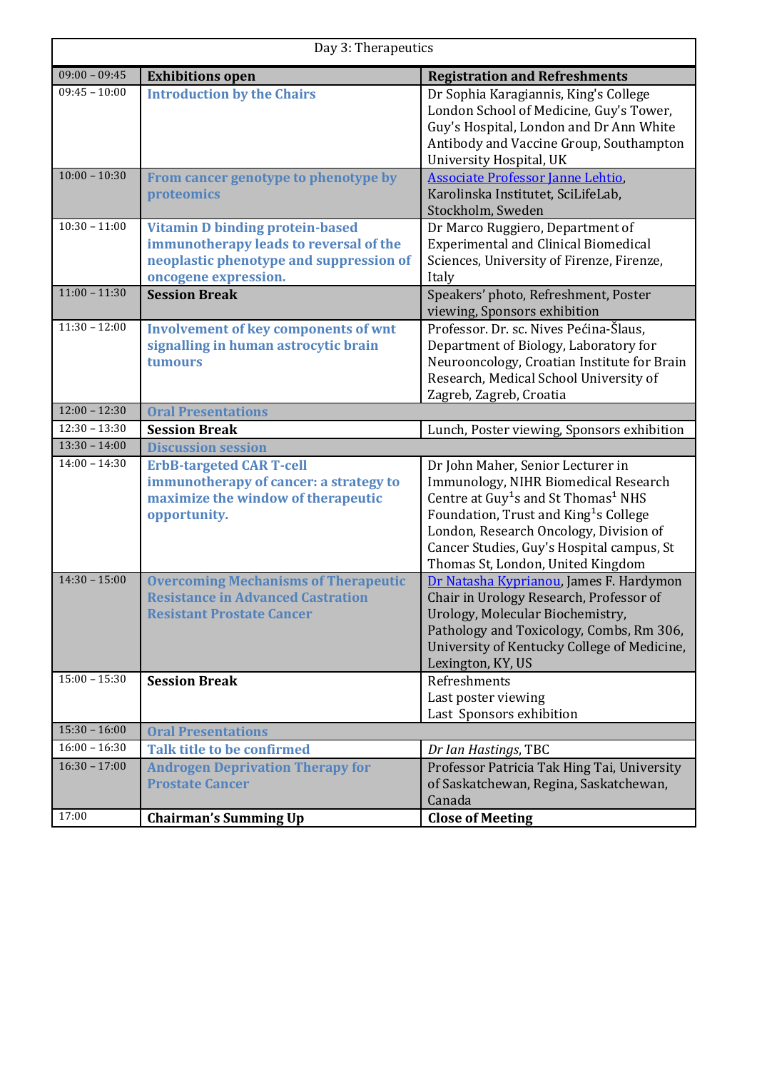| Day 3: Therapeutics | | |
|---|---|---|
| 09:00 – 09:45 | **Exhibitions open** | **Registration and Refreshments** |
| 09:45 – 10:00 | **Introduction by the Chairs** | Dr Sophia Karagiannis, King's College London School of Medicine, Guy's Tower, Guy's Hospital, London and Dr Ann White Antibody and Vaccine Group, Southampton University Hospital, UK |
| 10:00 – 10:30 | **From cancer genotype to phenotype by proteomics** | Associate Professor Janne Lehtio, Karolinska Institutet, SciLifeLab, Stockholm, Sweden |
| 10:30 – 11:00 | **Vitamin D binding protein-based immunotherapy leads to reversal of the neoplastic phenotype and suppression of oncogene expression.** | Dr Marco Ruggiero, Department of Experimental and Clinical Biomedical Sciences, University of Firenze, Firenze, Italy |
| 11:00 – 11:30 | **Session Break** | Speakers' photo, Refreshment, Poster viewing, Sponsors exhibition |
| 11:30 – 12:00 | **Involvement of key components of wnt signalling in human astrocytic brain tumours** | Professor. Dr. sc. Nives Pećina-Šlaus, Department of Biology, Laboratory for Neurooncology, Croatian Institute for Brain Research, Medical School University of Zagreb, Zagreb, Croatia |
| 12:00 – 12:30 | **Oral Presentations** | |
| 12:30 – 13:30 | **Session Break** | Lunch, Poster viewing, Sponsors exhibition |
| 13:30 – 14:00 | **Discussion session** | |
| 14:00 – 14:30 | **ErbB-targeted CAR T-cell immunotherapy of cancer: a strategy to maximize the window of therapeutic opportunity.** | Dr John Maher, Senior Lecturer in Immunology, NIHR Biomedical Research Centre at Guy[1]s and St Thomas[1] NHS Foundation, Trust and King[1]s College London, Research Oncology, Division of Cancer Studies, Guy's Hospital campus, St Thomas St, London, United Kingdom |
| 14:30 – 15:00 | **Overcoming Mechanisms of Therapeutic Resistance in Advanced Castration Resistant Prostate Cancer** | Dr Natasha Kyprianou, James F. Hardymon Chair in Urology Research, Professor of Urology, Molecular Biochemistry, Pathology and Toxicology, Combs, Rm 306, University of Kentucky College of Medicine, Lexington, KY, US |
| 15:00 – 15:30 | **Session Break** | Refreshments<br>Last poster viewing<br>Last Sponsors exhibition |
| 15:30 – 16:00 | **Oral Presentations** | |
| 16:00 – 16:30 | **Talk title to be confirmed** | *Dr Ian Hastings*, TBC |
| 16:30 – 17:00 | **Androgen Deprivation Therapy for Prostate Cancer** | Professor Patricia Tak Hing Tai, University of Saskatchewan, Regina, Saskatchewan, Canada |
| 17:00 | **Chairman's Summing Up** | **Close of Meeting** |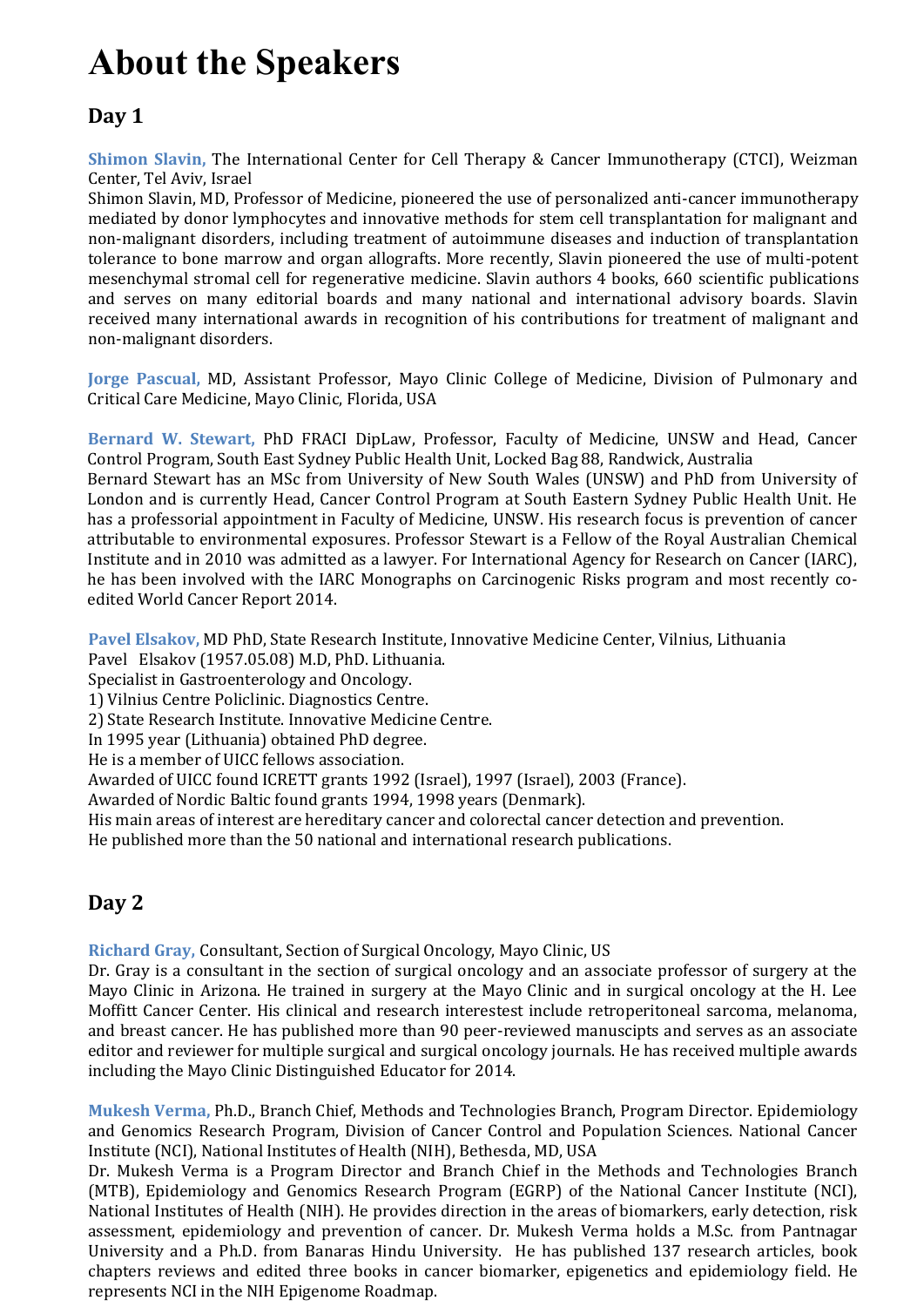# About the Speakers

## Day 1

**Shimon Slavin,** The International Center for Cell Therapy & Cancer Immunotherapy (CTCI), Weizman Center, Tel Aviv, Israel

Shimon Slavin, MD, Professor of Medicine, pioneered the use of personalized anti-cancer immunotherapy mediated by donor lymphocytes and innovative methods for stem cell transplantation for malignant and non-malignant disorders, including treatment of autoimmune diseases and induction of transplantation tolerance to bone marrow and organ allografts. More recently, Slavin pioneered the use of multi-potent mesenchymal stromal cell for regenerative medicine. Slavin authors 4 books, 660 scientific publications and serves on many editorial boards and many national and international advisory boards. Slavin received many international awards in recognition of his contributions for treatment of malignant and non-malignant disorders.

**Jorge Pascual,** MD, Assistant Professor, Mayo Clinic College of Medicine, Division of Pulmonary and Critical Care Medicine, Mayo Clinic, Florida, USA

**Bernard W. Stewart,** PhD FRACI DipLaw, Professor, Faculty of Medicine, UNSW and Head, Cancer Control Program, South East Sydney Public Health Unit, Locked Bag 88, Randwick, Australia

Bernard Stewart has an MSc from University of New South Wales (UNSW) and PhD from University of London and is currently Head, Cancer Control Program at South Eastern Sydney Public Health Unit. He has a professorial appointment in Faculty of Medicine, UNSW. His research focus is prevention of cancer attributable to environmental exposures. Professor Stewart is a Fellow of the Royal Australian Chemical Institute and in 2010 was admitted as a lawyer. For International Agency for Research on Cancer (IARC), he has been involved with the IARC Monographs on Carcinogenic Risks program and most recently co-edited World Cancer Report 2014.

**Pavel Elsakov,** MD PhD, State Research Institute, Innovative Medicine Center, Vilnius, Lithuania

Pavel Elsakov (1957.05.08) M.D, PhD. Lithuania.

Specialist in Gastroenterology and Oncology.

1) Vilnius Centre Policlinic. Diagnostics Centre.

2) State Research Institute. Innovative Medicine Centre.

In 1995 year (Lithuania) obtained PhD degree.

He is a member of UICC fellows association.

Awarded of UICC found ICRETT grants 1992 (Israel), 1997 (Israel), 2003 (France).

Awarded of Nordic Baltic found grants 1994, 1998 years (Denmark).

His main areas of interest are hereditary cancer and colorectal cancer detection and prevention.

He published more than the 50 national and international research publications.

## Day 2

**Richard Gray,** Consultant, Section of Surgical Oncology, Mayo Clinic, US

Dr. Gray is a consultant in the section of surgical oncology and an associate professor of surgery at the Mayo Clinic in Arizona. He trained in surgery at the Mayo Clinic and in surgical oncology at the H. Lee Moffitt Cancer Center. His clinical and research interestest include retroperitoneal sarcoma, melanoma, and breast cancer. He has published more than 90 peer-reviewed manuscipts and serves as an associate editor and reviewer for multiple surgical and surgical oncology journals. He has received multiple awards including the Mayo Clinic Distinguished Educator for 2014.

**Mukesh Verma,** Ph.D., Branch Chief, Methods and Technologies Branch, Program Director. Epidemiology and Genomics Research Program, Division of Cancer Control and Population Sciences. National Cancer Institute (NCI), National Institutes of Health (NIH), Bethesda, MD, USA

Dr. Mukesh Verma is a Program Director and Branch Chief in the Methods and Technologies Branch (MTB), Epidemiology and Genomics Research Program (EGRP) of the National Cancer Institute (NCI), National Institutes of Health (NIH). He provides direction in the areas of biomarkers, early detection, risk assessment, epidemiology and prevention of cancer. Dr. Mukesh Verma holds a M.Sc. from Pantnagar University and a Ph.D. from Banaras Hindu University. He has published 137 research articles, book chapters reviews and edited three books in cancer biomarker, epigenetics and epidemiology field. He represents NCI in the NIH Epigenome Roadmap.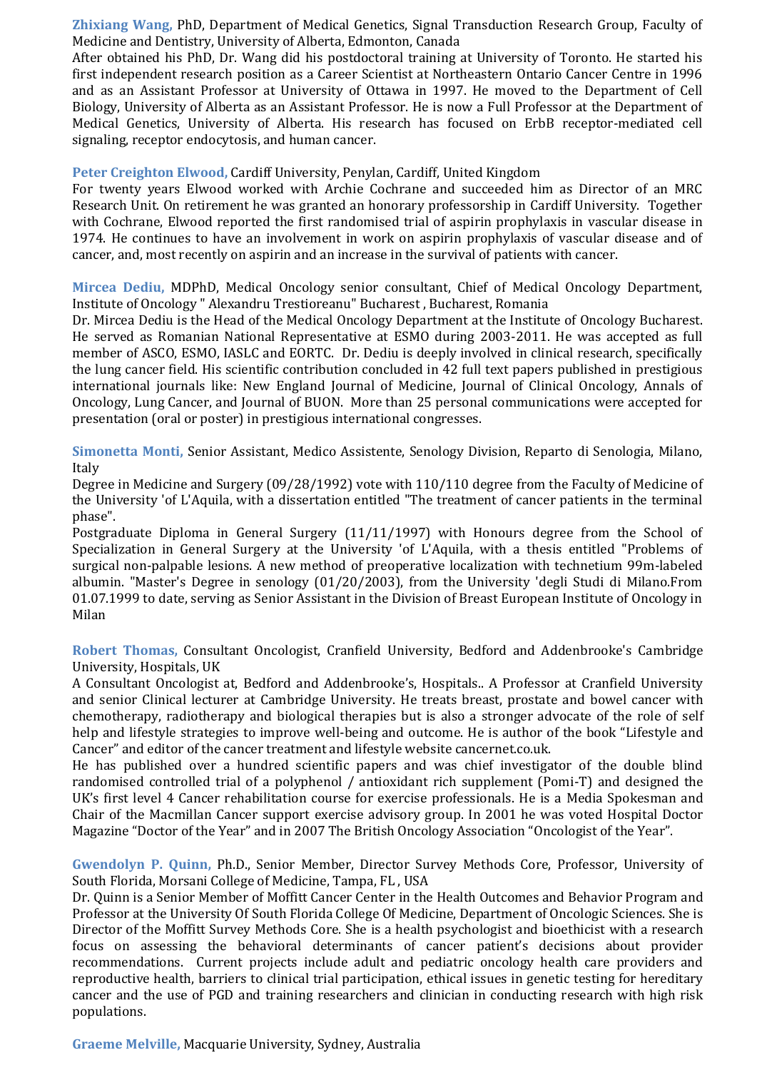**Zhixiang Wang,** PhD, Department of Medical Genetics, Signal Transduction Research Group, Faculty of Medicine and Dentistry, University of Alberta, Edmonton, Canada

After obtained his PhD, Dr. Wang did his postdoctoral training at University of Toronto. He started his first independent research position as a Career Scientist at Northeastern Ontario Cancer Centre in 1996 and as an Assistant Professor at University of Ottawa in 1997. He moved to the Department of Cell Biology, University of Alberta as an Assistant Professor. He is now a Full Professor at the Department of Medical Genetics, University of Alberta. His research has focused on ErbB receptor-mediated cell signaling, receptor endocytosis, and human cancer.

**Peter Creighton Elwood,** Cardiff University, Penylan, Cardiff, United Kingdom

For twenty years Elwood worked with Archie Cochrane and succeeded him as Director of an MRC Research Unit. On retirement he was granted an honorary professorship in Cardiff University. Together with Cochrane, Elwood reported the first randomised trial of aspirin prophylaxis in vascular disease in 1974. He continues to have an involvement in work on aspirin prophylaxis of vascular disease and of cancer, and, most recently on aspirin and an increase in the survival of patients with cancer.

**Mircea Dediu,** MDPhD, Medical Oncology senior consultant, Chief of Medical Oncology Department, Institute of Oncology " Alexandru Trestioreanu" Bucharest , Bucharest, Romania

Dr. Mircea Dediu is the Head of the Medical Oncology Department at the Institute of Oncology Bucharest. He served as Romanian National Representative at ESMO during 2003-2011. He was accepted as full member of ASCO, ESMO, IASLC and EORTC. Dr. Dediu is deeply involved in clinical research, specifically the lung cancer field. His scientific contribution concluded in 42 full text papers published in prestigious international journals like: New England Journal of Medicine, Journal of Clinical Oncology, Annals of Oncology, Lung Cancer, and Journal of BUON. More than 25 personal communications were accepted for presentation (oral or poster) in prestigious international congresses.

**Simonetta Monti,** Senior Assistant, Medico Assistente, Senology Division, Reparto di Senologia, Milano, Italy

Degree in Medicine and Surgery (09/28/1992) vote with 110/110 degree from the Faculty of Medicine of the University 'of L'Aquila, with a dissertation entitled "The treatment of cancer patients in the terminal phase".

Postgraduate Diploma in General Surgery (11/11/1997) with Honours degree from the School of Specialization in General Surgery at the University 'of L'Aquila, with a thesis entitled "Problems of surgical non-palpable lesions. A new method of preoperative localization with technetium 99m-labeled albumin. "Master's Degree in senology (01/20/2003), from the University 'degli Studi di Milano.From 01.07.1999 to date, serving as Senior Assistant in the Division of Breast European Institute of Oncology in Milan

**Robert Thomas,** Consultant Oncologist, Cranfield University, Bedford and Addenbrooke's Cambridge University, Hospitals, UK

A Consultant Oncologist at, Bedford and Addenbrooke's, Hospitals.. A Professor at Cranfield University and senior Clinical lecturer at Cambridge University. He treats breast, prostate and bowel cancer with chemotherapy, radiotherapy and biological therapies but is also a stronger advocate of the role of self help and lifestyle strategies to improve well-being and outcome. He is author of the book "Lifestyle and Cancer" and editor of the cancer treatment and lifestyle website cancernet.co.uk.

He has published over a hundred scientific papers and was chief investigator of the double blind randomised controlled trial of a polyphenol / antioxidant rich supplement (Pomi-T) and designed the UK's first level 4 Cancer rehabilitation course for exercise professionals. He is a Media Spokesman and Chair of the Macmillan Cancer support exercise advisory group. In 2001 he was voted Hospital Doctor Magazine "Doctor of the Year" and in 2007 The British Oncology Association "Oncologist of the Year".

**Gwendolyn P. Quinn,** Ph.D., Senior Member, Director Survey Methods Core, Professor, University of South Florida, Morsani College of Medicine, Tampa, FL , USA

Dr. Quinn is a Senior Member of Moffitt Cancer Center in the Health Outcomes and Behavior Program and Professor at the University Of South Florida College Of Medicine, Department of Oncologic Sciences. She is Director of the Moffitt Survey Methods Core. She is a health psychologist and bioethicist with a research focus on assessing the behavioral determinants of cancer patient's decisions about provider recommendations. Current projects include adult and pediatric oncology health care providers and reproductive health, barriers to clinical trial participation, ethical issues in genetic testing for hereditary cancer and the use of PGD and training researchers and clinician in conducting research with high risk populations.

**Graeme Melville,** Macquarie University, Sydney, Australia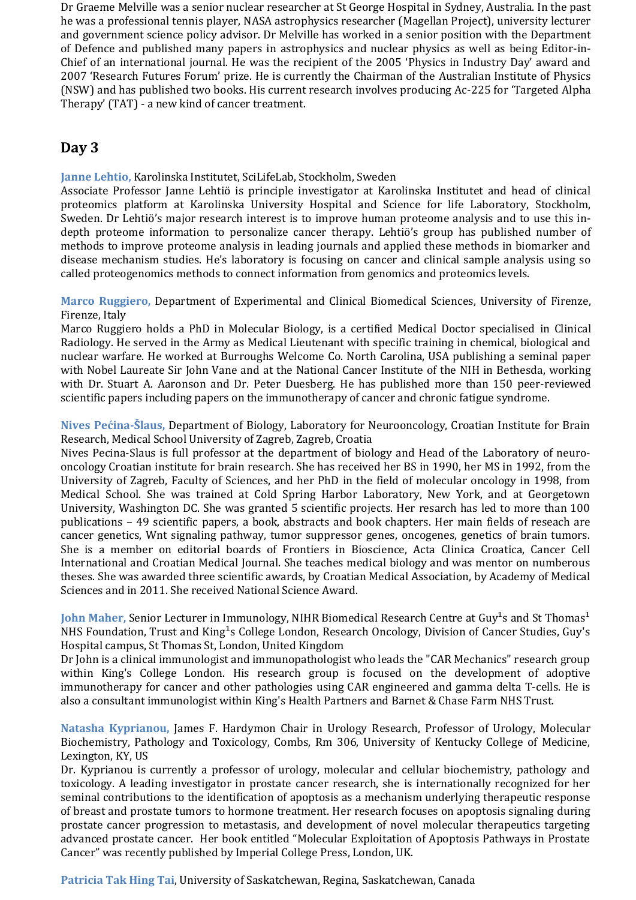Dr Graeme Melville was a senior nuclear researcher at St George Hospital in Sydney, Australia. In the past he was a professional tennis player, NASA astrophysics researcher (Magellan Project), university lecturer and government science policy advisor. Dr Melville has worked in a senior position with the Department of Defence and published many papers in astrophysics and nuclear physics as well as being Editor-in-Chief of an international journal. He was the recipient of the 2005 'Physics in Industry Day' award and 2007 'Research Futures Forum' prize. He is currently the Chairman of the Australian Institute of Physics (NSW) and has published two books. His current research involves producing Ac-225 for 'Targeted Alpha Therapy' (TAT) - a new kind of cancer treatment.

## Day 3

**Janne Lehtio,** Karolinska Institutet, SciLifeLab, Stockholm, Sweden

Associate Professor Janne Lehtiö is principle investigator at Karolinska Institutet and head of clinical proteomics platform at Karolinska University Hospital and Science for life Laboratory, Stockholm, Sweden. Dr Lehtiö's major research interest is to improve human proteome analysis and to use this in-depth proteome information to personalize cancer therapy. Lehtiö's group has published number of methods to improve proteome analysis in leading journals and applied these methods in biomarker and disease mechanism studies. He's laboratory is focusing on cancer and clinical sample analysis using so called proteogenomics methods to connect information from genomics and proteomics levels.

**Marco Ruggiero,** Department of Experimental and Clinical Biomedical Sciences, University of Firenze, Firenze, Italy

Marco Ruggiero holds a PhD in Molecular Biology, is a certified Medical Doctor specialised in Clinical Radiology. He served in the Army as Medical Lieutenant with specific training in chemical, biological and nuclear warfare. He worked at Burroughs Welcome Co. North Carolina, USA publishing a seminal paper with Nobel Laureate Sir John Vane and at the National Cancer Institute of the NIH in Bethesda, working with Dr. Stuart A. Aaronson and Dr. Peter Duesberg. He has published more than 150 peer-reviewed scientific papers including papers on the immunotherapy of cancer and chronic fatigue syndrome.

**Nives Pećina-Šlaus,** Department of Biology, Laboratory for Neurooncology, Croatian Institute for Brain Research, Medical School University of Zagreb, Zagreb, Croatia

Nives Pecina-Slaus is full professor at the department of biology and Head of the Laboratory of neuro-oncology Croatian institute for brain research. She has received her BS in 1990, her MS in 1992, from the University of Zagreb, Faculty of Sciences, and her PhD in the field of molecular oncology in 1998, from Medical School. She was trained at Cold Spring Harbor Laboratory, New York, and at Georgetown University, Washington DC. She was granted 5 scientific projects. Her research has led to more than 100 publications – 49 scientific papers, a book, abstracts and book chapters. Her main fields of reseach are cancer genetics, Wnt signaling pathway, tumor suppressor genes, oncogenes, genetics of brain tumors. She is a member on editorial boards of Frontiers in Bioscience, Acta Clinica Croatica, Cancer Cell International and Croatian Medical Journal. She teaches medical biology and was mentor on numberous theses. She was awarded three scientific awards, by Croatian Medical Association, by Academy of Medical Sciences and in 2011. She received National Science Award.

**John Maher,** Senior Lecturer in Immunology, NIHR Biomedical Research Centre at Guy[1]s and St Thomas[1] NHS Foundation, Trust and King[1]s College London, Research Oncology, Division of Cancer Studies, Guy's Hospital campus, St Thomas St, London, United Kingdom

Dr John is a clinical immunologist and immunopathologist who leads the "CAR Mechanics" research group within King's College London. His research group is focused on the development of adoptive immunotherapy for cancer and other pathologies using CAR engineered and gamma delta T-cells. He is also a consultant immunologist within King's Health Partners and Barnet & Chase Farm NHS Trust.

**Natasha Kyprianou,** James F. Hardymon Chair in Urology Research, Professor of Urology, Molecular Biochemistry, Pathology and Toxicology, Combs, Rm 306, University of Kentucky College of Medicine, Lexington, KY, US

Dr. Kyprianou is currently a professor of urology, molecular and cellular biochemistry, pathology and toxicology. A leading investigator in prostate cancer research, she is internationally recognized for her seminal contributions to the identification of apoptosis as a mechanism underlying therapeutic response of breast and prostate tumors to hormone treatment. Her research focuses on apoptosis signaling during prostate cancer progression to metastasis, and development of novel molecular therapeutics targeting advanced prostate cancer. Her book entitled "Molecular Exploitation of Apoptosis Pathways in Prostate Cancer" was recently published by Imperial College Press, London, UK.

**Patricia Tak Hing Tai**, University of Saskatchewan, Regina, Saskatchewan, Canada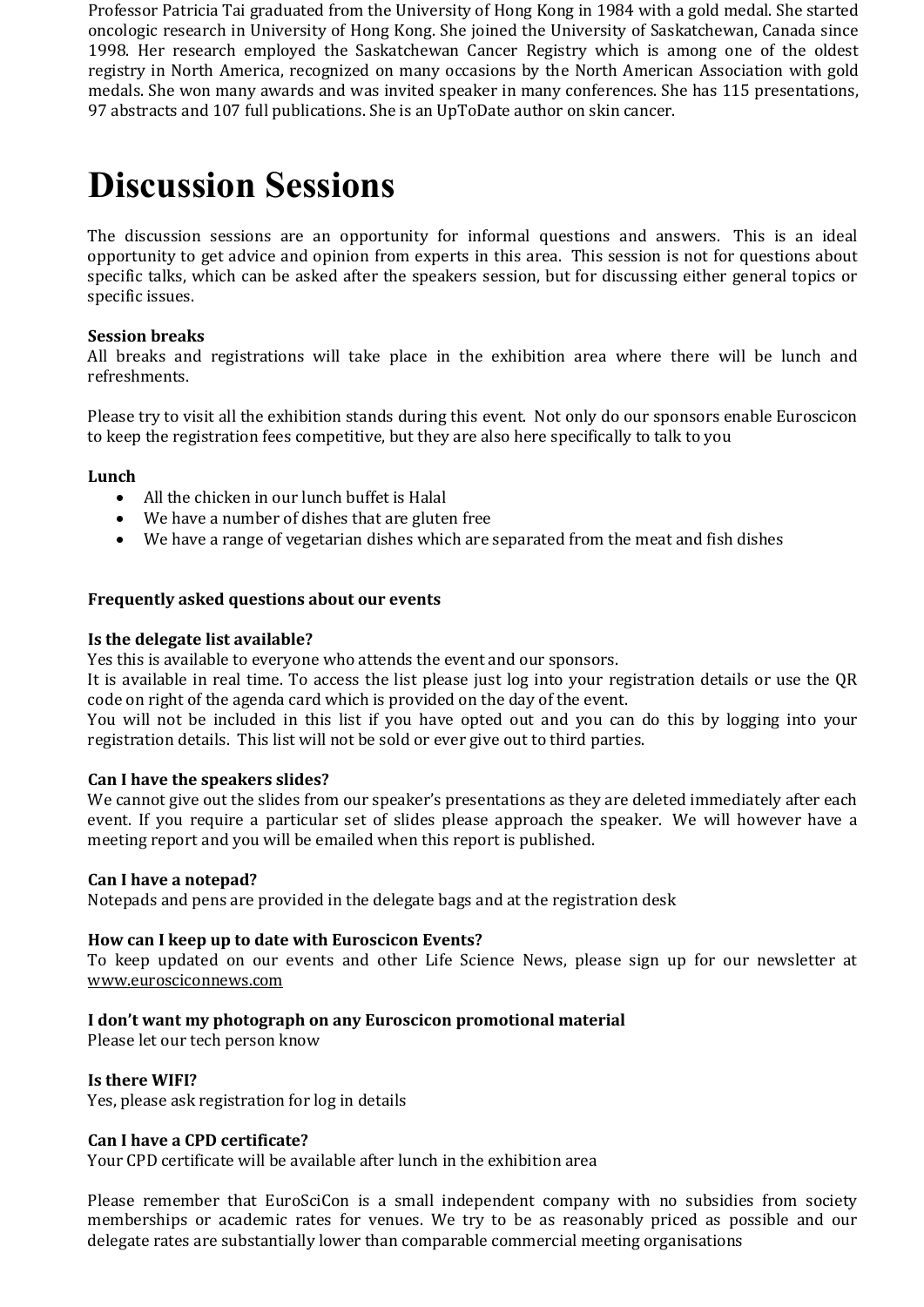Professor Patricia Tai graduated from the University of Hong Kong in 1984 with a gold medal. She started oncologic research in University of Hong Kong. She joined the University of Saskatchewan, Canada since 1998. Her research employed the Saskatchewan Cancer Registry which is among one of the oldest registry in North America, recognized on many occasions by the North American Association with gold medals. She won many awards and was invited speaker in many conferences. She has 115 presentations, 97 abstracts and 107 full publications. She is an UpToDate author on skin cancer.

# Discussion Sessions

The discussion sessions are an opportunity for informal questions and answers. This is an ideal opportunity to get advice and opinion from experts in this area. This session is not for questions about specific talks, which can be asked after the speakers session, but for discussing either general topics or specific issues.

**Session breaks**
All breaks and registrations will take place in the exhibition area where there will be lunch and refreshments.

Please try to visit all the exhibition stands during this event. Not only do our sponsors enable Euroscicon to keep the registration fees competitive, but they are also here specifically to talk to you

**Lunch**

- All the chicken in our lunch buffet is Halal
- We have a number of dishes that are gluten free
- We have a range of vegetarian dishes which are separated from the meat and fish dishes

**Frequently asked questions about our events**

**Is the delegate list available?**
Yes this is available to everyone who attends the event and our sponsors.
It is available in real time. To access the list please just log into your registration details or use the QR code on right of the agenda card which is provided on the day of the event.
You will not be included in this list if you have opted out and you can do this by logging into your registration details. This list will not be sold or ever give out to third parties.

**Can I have the speakers slides?**
We cannot give out the slides from our speaker's presentations as they are deleted immediately after each event. If you require a particular set of slides please approach the speaker. We will however have a meeting report and you will be emailed when this report is published.

**Can I have a notepad?**
Notepads and pens are provided in the delegate bags and at the registration desk

**How can I keep up to date with Euroscicon Events?**
To keep updated on our events and other Life Science News, please sign up for our newsletter at www.eurosciconnews.com

**I don't want my photograph on any Euroscicon promotional material**
Please let our tech person know

**Is there WIFI?**
Yes, please ask registration for log in details

**Can I have a CPD certificate?**
Your CPD certificate will be available after lunch in the exhibition area

Please remember that EuroSciCon is a small independent company with no subsidies from society memberships or academic rates for venues. We try to be as reasonably priced as possible and our delegate rates are substantially lower than comparable commercial meeting organisations